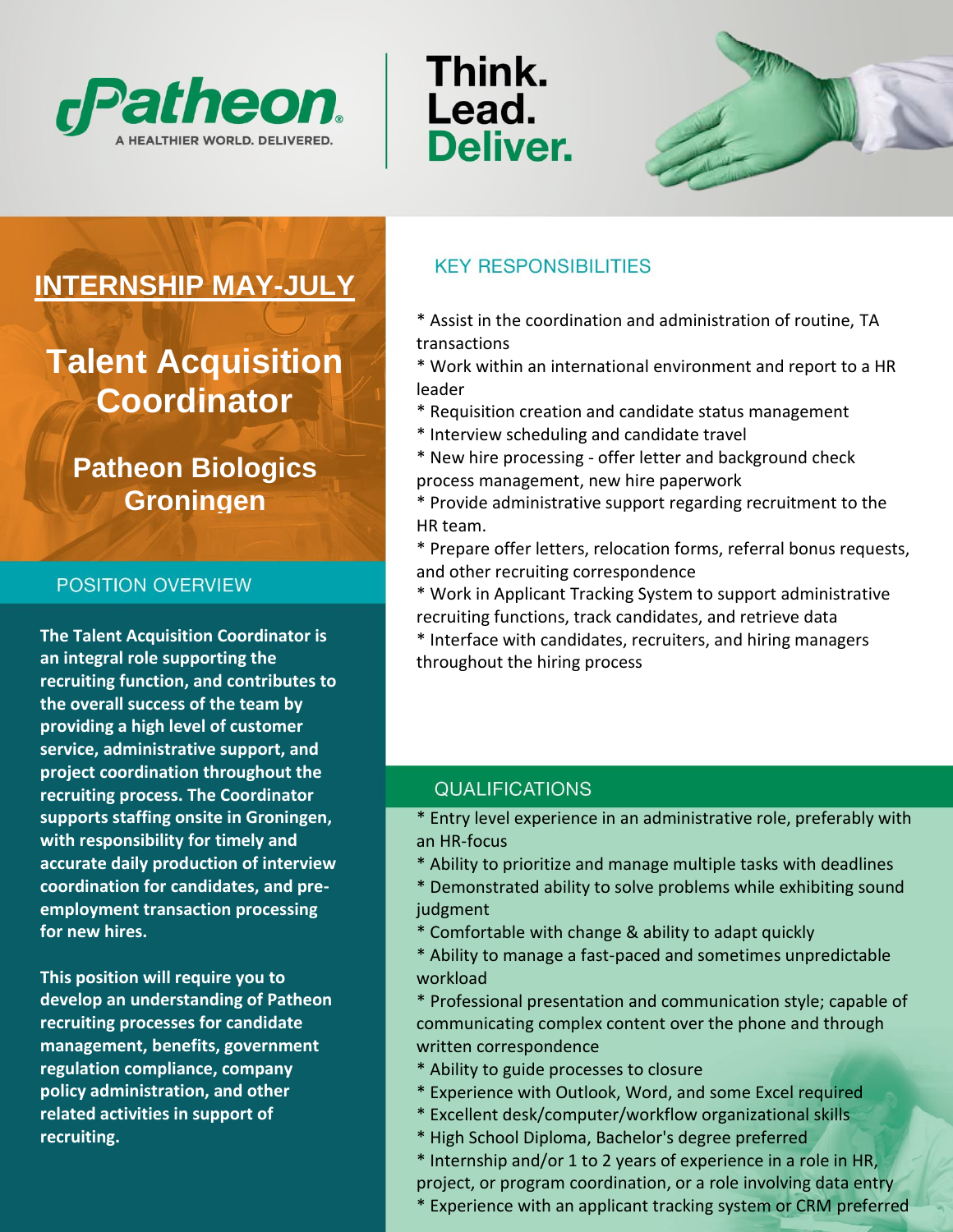Patheon
A HEALTHIER WORLD. DELIVERED.

Think.
Lead.
Deliver.

# INTERNSHIP MAY-JULY

# Talent Acquisition Coordinator

## Patheon Biologics Groningen

## POSITION OVERVIEW

**The Talent Acquisition Coordinator is an integral role supporting the recruiting function, and contributes to the overall success of the team by providing a high level of customer service, administrative support, and project coordination throughout the recruiting process. The Coordinator supports staffing onsite in Groningen, with responsibility for timely and accurate daily production of interview coordination for candidates, and pre-employment transaction processing for new hires.**

**This position will require you to develop an understanding of Patheon recruiting processes for candidate management, benefits, government regulation compliance, company policy administration, and other related activities in support of recruiting.**

## KEY RESPONSIBILITIES

* Assist in the coordination and administration of routine, TA transactions
* Work within an international environment and report to a HR leader
* Requisition creation and candidate status management
* Interview scheduling and candidate travel
* New hire processing - offer letter and background check process management, new hire paperwork
* Provide administrative support regarding recruitment to the HR team.
* Prepare offer letters, relocation forms, referral bonus requests, and other recruiting correspondence
* Work in Applicant Tracking System to support administrative recruiting functions, track candidates, and retrieve data
* Interface with candidates, recruiters, and hiring managers throughout the hiring process

## QUALIFICATIONS

* Entry level experience in an administrative role, preferably with an HR-focus
* Ability to prioritize and manage multiple tasks with deadlines
* Demonstrated ability to solve problems while exhibiting sound judgment
* Comfortable with change & ability to adapt quickly
* Ability to manage a fast-paced and sometimes unpredictable workload
* Professional presentation and communication style; capable of communicating complex content over the phone and through written correspondence
* Ability to guide processes to closure
* Experience with Outlook, Word, and some Excel required
* Excellent desk/computer/workflow organizational skills
* High School Diploma, Bachelor's degree preferred
* Internship and/or 1 to 2 years of experience in a role in HR, project, or program coordination, or a role involving data entry
* Experience with an applicant tracking system or CRM preferred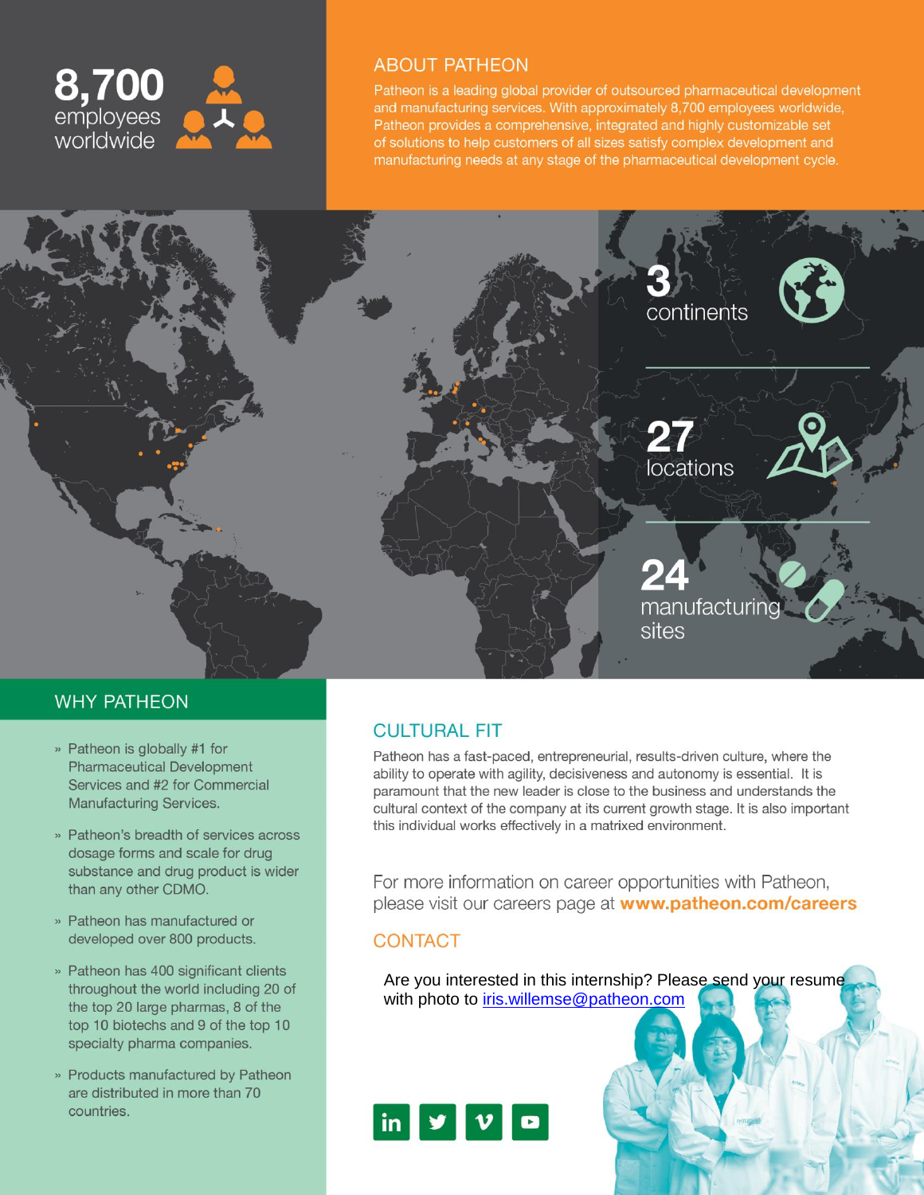**8,700** employees worldwide

## ABOUT PATHEON

Patheon is a leading global provider of outsourced pharmaceutical development and manufacturing services. With approximately 8,700 employees worldwide, Patheon provides a comprehensive, integrated and highly customizable set of solutions to help customers of all sizes satisfy complex development and manufacturing needs at any stage of the pharmaceutical development cycle.

**3** continents

**27** locations

**24** manufacturing sites

## WHY PATHEON

- Patheon is globally #1 for Pharmaceutical Development Services and #2 for Commercial Manufacturing Services.
- Patheon's breadth of services across dosage forms and scale for drug substance and drug product is wider than any other CDMO.
- Patheon has manufactured or developed over 800 products.
- Patheon has 400 significant clients throughout the world including 20 of the top 20 large pharmas, 8 of the top 10 biotechs and 9 of the top 10 specialty pharma companies.
- Products manufactured by Patheon are distributed in more than 70 countries.

## CULTURAL FIT

Patheon has a fast-paced, entrepreneurial, results-driven culture, where the ability to operate with agility, decisiveness and autonomy is essential. It is paramount that the new leader is close to the business and understands the cultural context of the company at its current growth stage. It is also important this individual works effectively in a matrixed environment.

For more information on career opportunities with Patheon, please visit our careers page at **www.patheon.com/careers**

## CONTACT

Are you interested in this internship? Please send your resume with photo to iris.willemse@patheon.com